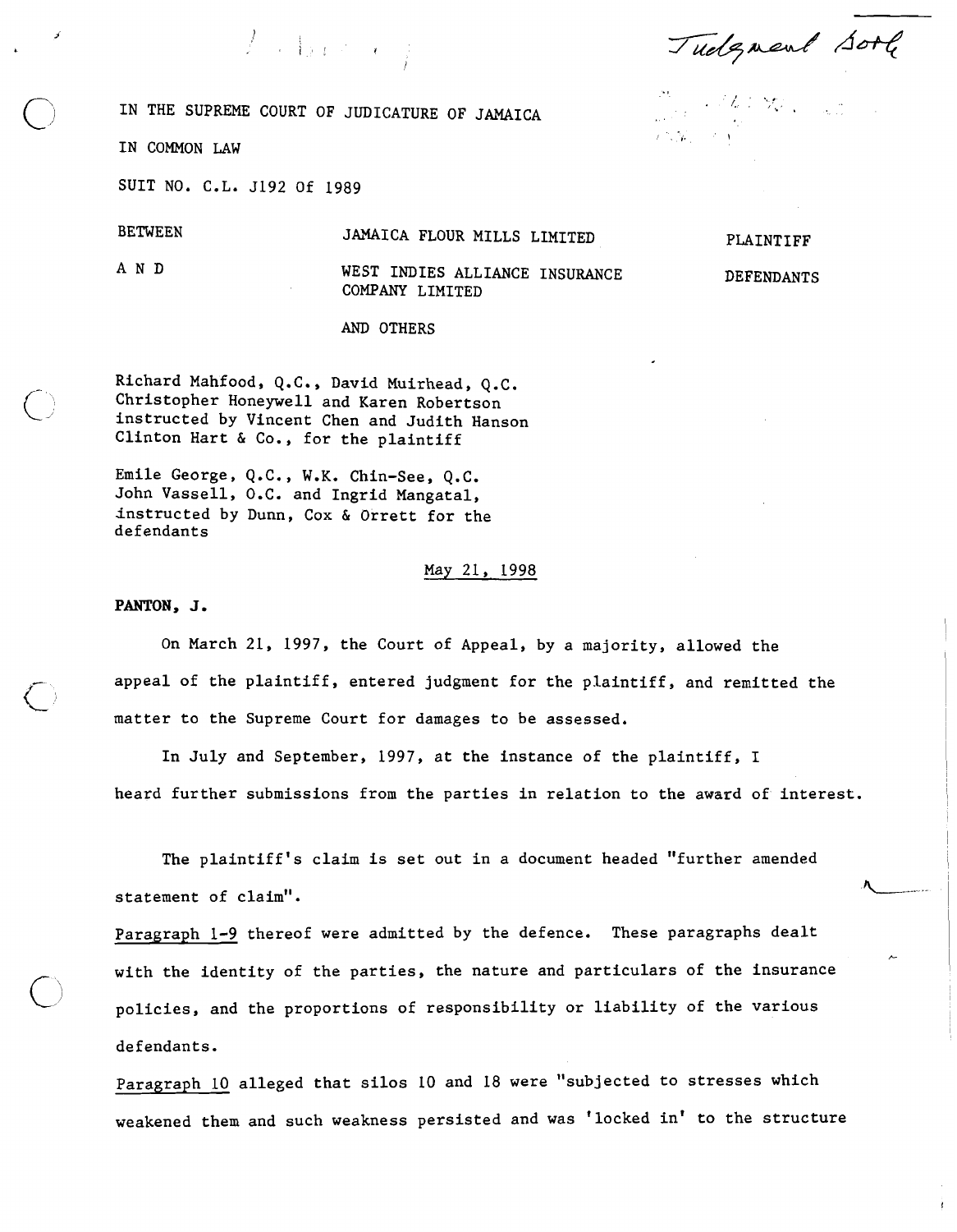Judgment Book

IN THE SUPREME COURT OF JUDICATURE OF JAMAICA

IN COMMON LAW

SUIT NO. C.L. J192 Of 1989

| | | |
|---|---|---|
| BETWEEN | JAMAICA FLOUR MILLS LIMITED | PLAINTIFF |
| A N D | WEST INDIES ALLIANCE INSURANCE COMPANY LIMITED | DEFENDANTS |
| | AND OTHERS | |

Richard Mahfood, Q.C., David Muirhead, Q.C. Christopher Honeywell and Karen Robertson instructed by Vincent Chen and Judith Hanson Clinton Hart & Co., for the plaintiff

Emile George, Q.C., W.K. Chin-See, Q.C. John Vassell, Q.C. and Ingrid Mangatal, instructed by Dunn, Cox & Orrett for the defendants

May 21, 1998

**PANTON, J.**

On March 21, 1997, the Court of Appeal, by a majority, allowed the appeal of the plaintiff, entered judgment for the plaintiff, and remitted the matter to the Supreme Court for damages to be assessed.

In July and September, 1997, at the instance of the plaintiff, I heard further submissions from the parties in relation to the award of interest.

The plaintiff's claim is set out in a document headed "further amended statement of claim".

Paragraph 1-9 thereof were admitted by the defence. These paragraphs dealt with the identity of the parties, the nature and particulars of the insurance policies, and the proportions of responsibility or liability of the various defendants.

Paragraph 10 alleged that silos 10 and 18 were "subjected to stresses which weakened them and such weakness persisted and was 'locked in' to the structure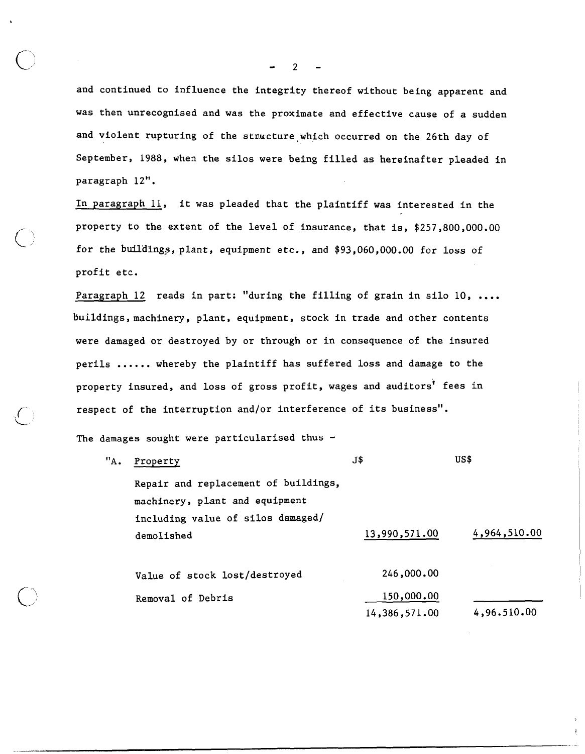and continued to influence the integrity thereof without being apparent and was then unrecognised and was the proximate and effective cause of a sudden and violent rupturing of the structure which occurred on the 26th day of September, 1988, when the silos were being filled as hereinafter pleaded in paragraph 12".

In paragraph 11, it was pleaded that the plaintiff was interested in the property to the extent of the level of insurance, that is, $257,800,000.00 for the buildings, plant, equipment etc., and $93,060,000.00 for loss of profit etc.

Paragraph 12 reads in part: "during the filling of grain in silo 10, .... buildings, machinery, plant, equipment, stock in trade and other contents were damaged or destroyed by or through or in consequence of the insured perils ...... whereby the plaintiff has suffered loss and damage to the property insured, and loss of gross profit, wages and auditors' fees in respect of the interruption and/or interference of its business".

The damages sought were particularised thus -

| "A. Property | J$ | US$ |
|---|---|---|
| Repair and replacement of buildings, machinery, plant and equipment including value of silos damaged/ demolished | 13,990,571.00 | 4,964,510.00 |
| Value of stock lost/destroyed | 246,000.00 | |
| Removal of Debris | 150,000.00 | |
| | 14,386,571.00 | 4,96.510.00 |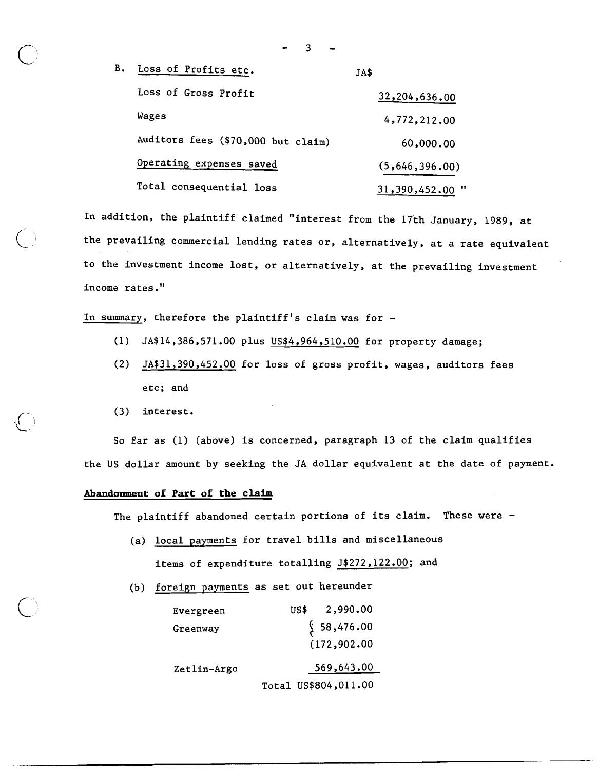B. Loss of Profits etc.

| | JA$ |
|---|---|
| Loss of Gross Profit | 32,204,636.00 |
| Wages | 4,772,212.00 |
| Auditors fees ($70,000 but claim) | 60,000.00 |
| Operating expenses saved | (5,646,396.00) |
| Total consequential loss | 31,390,452.00 " |

In addition, the plaintiff claimed "interest from the 17th January, 1989, at the prevailing commercial lending rates or, alternatively, at a rate equivalent to the investment income lost, or alternatively, at the prevailing investment income rates."

In summary, therefore the plaintiff's claim was for -

(1) JA$14,386,571.00 plus US$4,964,510.00 for property damage;

(2) JA$31,390,452.00 for loss of gross profit, wages, auditors fees etc; and

(3) interest.

So far as (1) (above) is concerned, paragraph 13 of the claim qualifies the US dollar amount by seeking the JA dollar equivalent at the date of payment.

**Abandonment of Part of the claim**

The plaintiff abandoned certain portions of its claim. These were -

(a) local payments for travel bills and miscellaneous items of expenditure totalling J$272,122.00; and

(b) foreign payments as set out hereunder

| | US$ |
|---|---|
| Evergreen | 2,990.00 |
| Greenway | ( 58,476.00<br>(172,902.00 |
| Zetlin-Argo | 569,643.00 |
| Total | US$804,011.00 |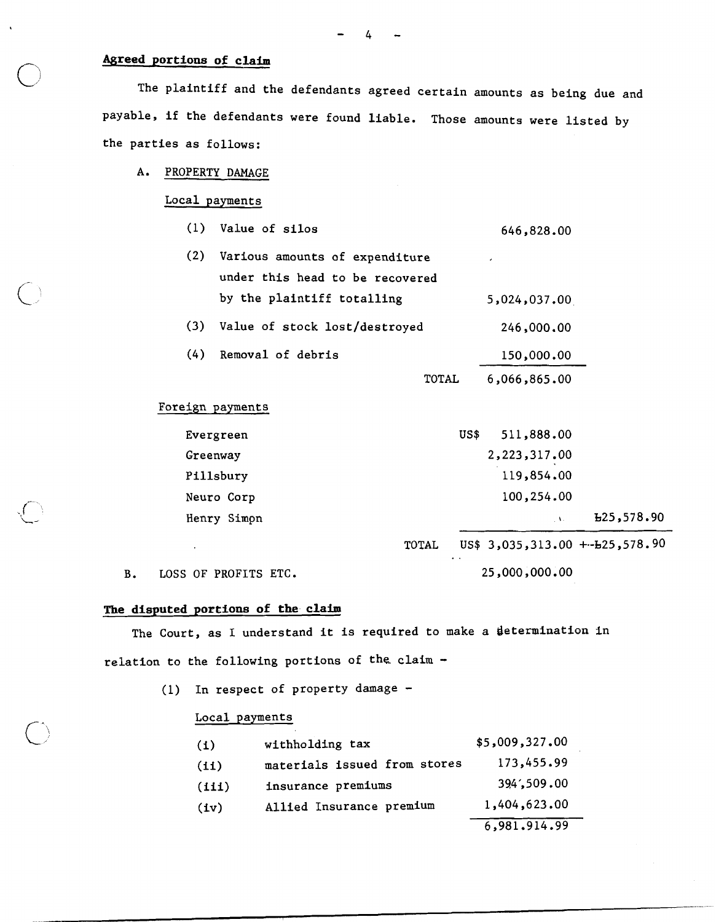**Agreed portions of claim**

The plaintiff and the defendants agreed certain amounts as being due and payable, if the defendants were found liable. Those amounts were listed by the parties as follows:

A. PROPERTY DAMAGE

Local payments

| | | |
|---|---|---|
| (1) | Value of silos | 646,828.00 |
| (2) | Various amounts of expenditure under this head to be recovered by the plaintiff totalling | 5,024,037.00 |
| (3) | Value of stock lost/destroyed | 246,000.00 |
| (4) | Removal of debris | 150,000.00 |
| | TOTAL | 6,066,865.00 |

Foreign payments

| | | |
|---|---|---|
| Evergreen | US$ 511,888.00 | |
| Greenway | 2,223,317.00 | |
| Pillsbury | 119,854.00 | |
| Neuro Corp | 100,254.00 | |
| Henry Simpn | | ₤25,578.90 |
| TOTAL | US$ 3,035,313.00 | + ₤25,578.90 |

B. LOSS OF PROFITS ETC. 25,000,000.00

**The disputed portions of the claim**

The Court, as I understand it is required to make a determination in relation to the following portions of the claim -

(1) In respect of property damage -

Local payments

| | | |
|---|---|---|
| (i) | withholding tax | $5,009,327.00 |
| (ii) | materials issued from stores | 173,455.99 |
| (iii) | insurance premiums | 394,509.00 |
| (iv) | Allied Insurance premium | 1,404,623.00 |
| | | 6,981.914.99 |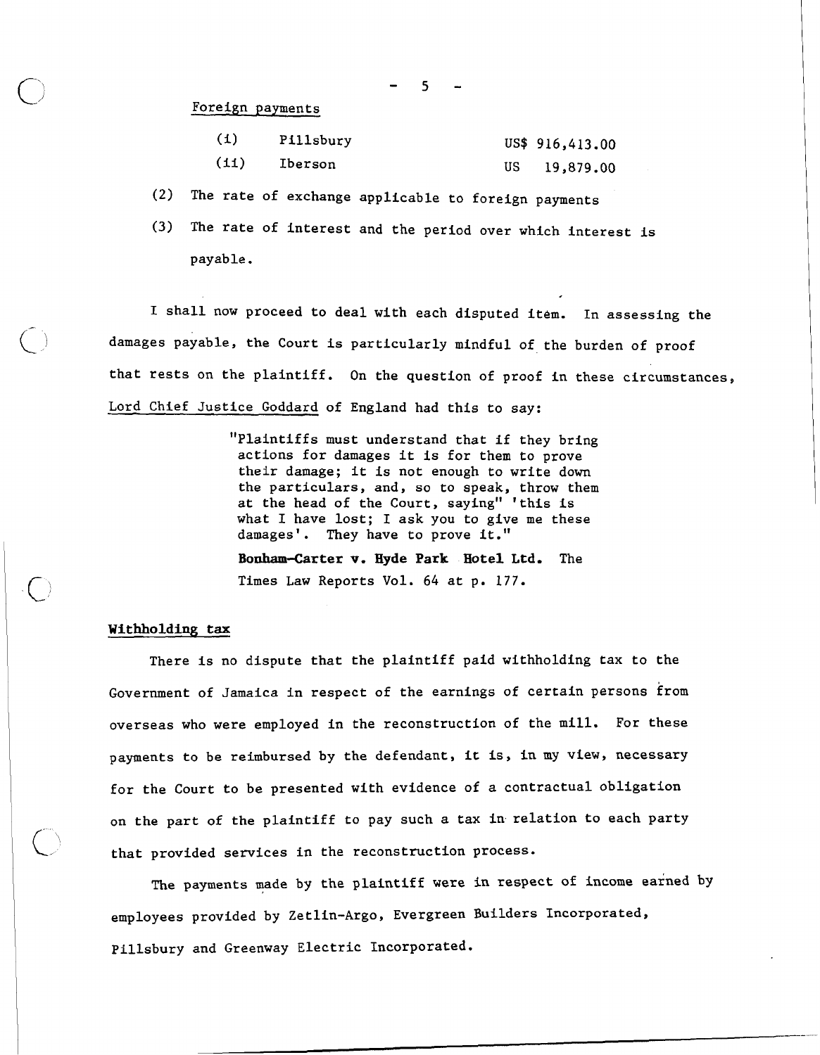Foreign payments

| | | |
|---|---|---|
| (i) | Pillsbury | US$ 916,413.00 |
| (ii) | Iberson | US 19,879.00 |

(2) The rate of exchange applicable to foreign payments

(3) The rate of interest and the period over which interest is payable.

I shall now proceed to deal with each disputed item. In assessing the damages payable, the Court is particularly mindful of the burden of proof that rests on the plaintiff. On the question of proof in these circumstances, Lord Chief Justice Goddard of England had this to say:

> "Plaintiffs must understand that if they bring actions for damages it is for them to prove their damage; it is not enough to write down the particulars, and, so to speak, throw them at the head of the Court, saying" 'this is what I have lost; I ask you to give me these damages'. They have to prove it."
>
> **Bonham-Carter v. Hyde Park Hotel Ltd.** The Times Law Reports Vol. 64 at p. 177.

**Withholding tax**

There is no dispute that the plaintiff paid withholding tax to the Government of Jamaica in respect of the earnings of certain persons from overseas who were employed in the reconstruction of the mill. For these payments to be reimbursed by the defendant, it is, in my view, necessary for the Court to be presented with evidence of a contractual obligation on the part of the plaintiff to pay such a tax in relation to each party that provided services in the reconstruction process.

The payments made by the plaintiff were in respect of income earned by employees provided by Zetlin-Argo, Evergreen Builders Incorporated, Pillsbury and Greenway Electric Incorporated.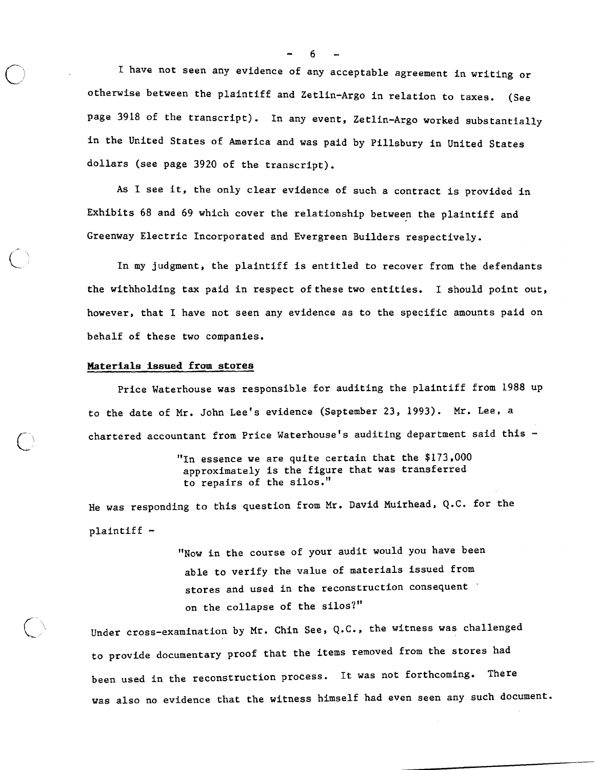I have not seen any evidence of any acceptable agreement in writing or otherwise between the plaintiff and Zetlin-Argo in relation to taxes. (See page 3918 of the transcript). In any event, Zetlin-Argo worked substantially in the United States of America and was paid by Pillsbury in United States dollars (see page 3920 of the transcript).

As I see it, the only clear evidence of such a contract is provided in Exhibits 68 and 69 which cover the relationship between the plaintiff and Greenway Electric Incorporated and Evergreen Builders respectively.

In my judgment, the plaintiff is entitled to recover from the defendants the withholding tax paid in respect of these two entities. I should point out, however, that I have not seen any evidence as to the specific amounts paid on behalf of these two companies.

**Materials issued from stores**

Price Waterhouse was responsible for auditing the plaintiff from 1988 up to the date of Mr. John Lee's evidence (September 23, 1993). Mr. Lee, a chartered accountant from Price Waterhouse's auditing department said this -

> "In essence we are quite certain that the $173,000 approximately is the figure that was transferred to repairs of the silos."

He was responding to this question from Mr. David Muirhead, Q.C. for the plaintiff -

> "Now in the course of your audit would you have been able to verify the value of materials issued from stores and used in the reconstruction consequent on the collapse of the silos?"

Under cross-examination by Mr. Chin See, Q.C., the witness was challenged to provide documentary proof that the items removed from the stores had been used in the reconstruction process. It was not forthcoming. There was also no evidence that the witness himself had even seen any such document.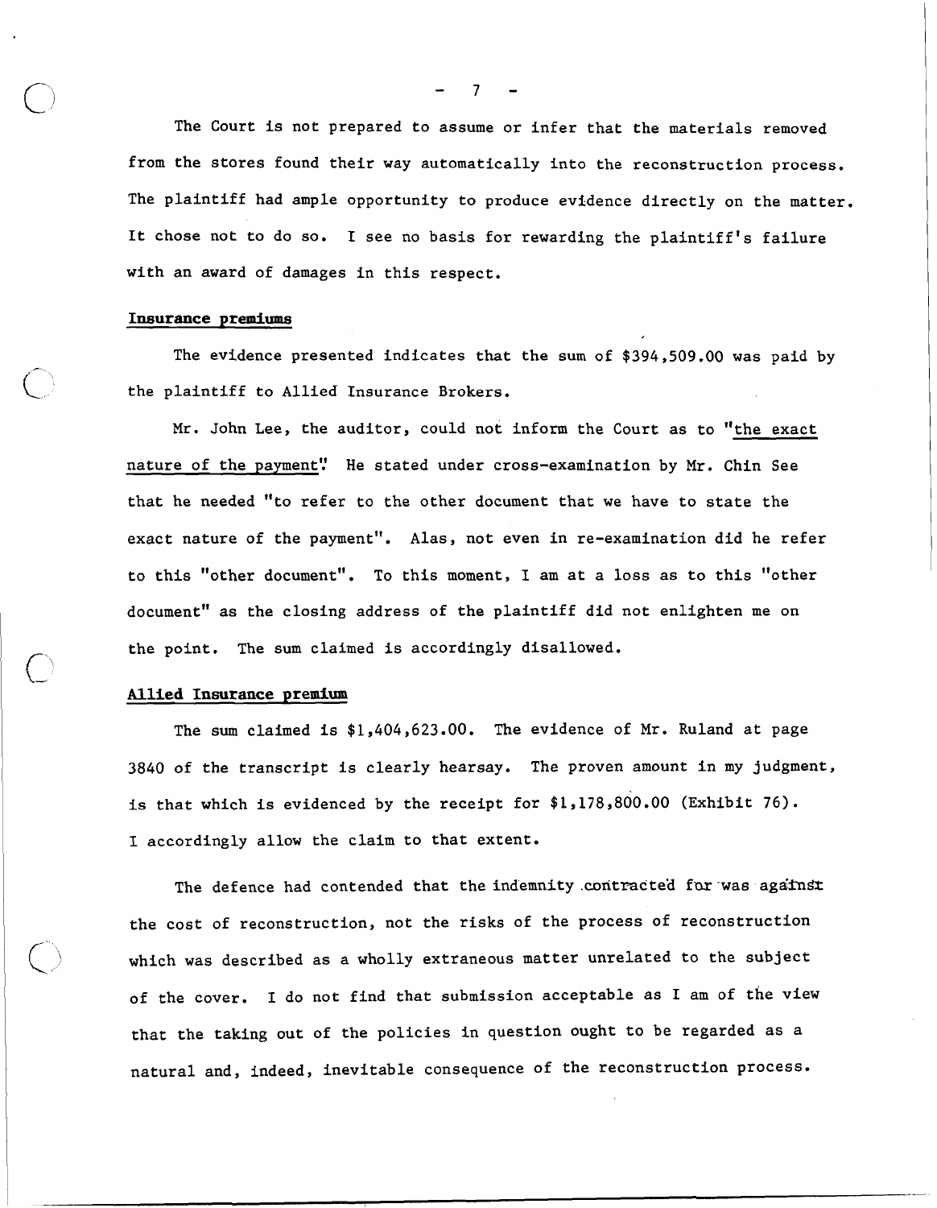The Court is not prepared to assume or infer that the materials removed from the stores found their way automatically into the reconstruction process. The plaintiff had ample opportunity to produce evidence directly on the matter. It chose not to do so. I see no basis for rewarding the plaintiff's failure with an award of damages in this respect.

**Insurance premiums**

The evidence presented indicates that the sum of $394,509.00 was paid by the plaintiff to Allied Insurance Brokers.

Mr. John Lee, the auditor, could not inform the Court as to "the exact nature of the payment". He stated under cross-examination by Mr. Chin See that he needed "to refer to the other document that we have to state the exact nature of the payment". Alas, not even in re-examination did he refer to this "other document". To this moment, I am at a loss as to this "other document" as the closing address of the plaintiff did not enlighten me on the point. The sum claimed is accordingly disallowed.

**Allied Insurance premium**

The sum claimed is $1,404,623.00. The evidence of Mr. Ruland at page 3840 of the transcript is clearly hearsay. The proven amount in my judgment, is that which is evidenced by the receipt for $1,178,800.00 (Exhibit 76). I accordingly allow the claim to that extent.

The defence had contended that the indemnity contracted for was against the cost of reconstruction, not the risks of the process of reconstruction which was described as a wholly extraneous matter unrelated to the subject of the cover. I do not find that submission acceptable as I am of the view that the taking out of the policies in question ought to be regarded as a natural and, indeed, inevitable consequence of the reconstruction process.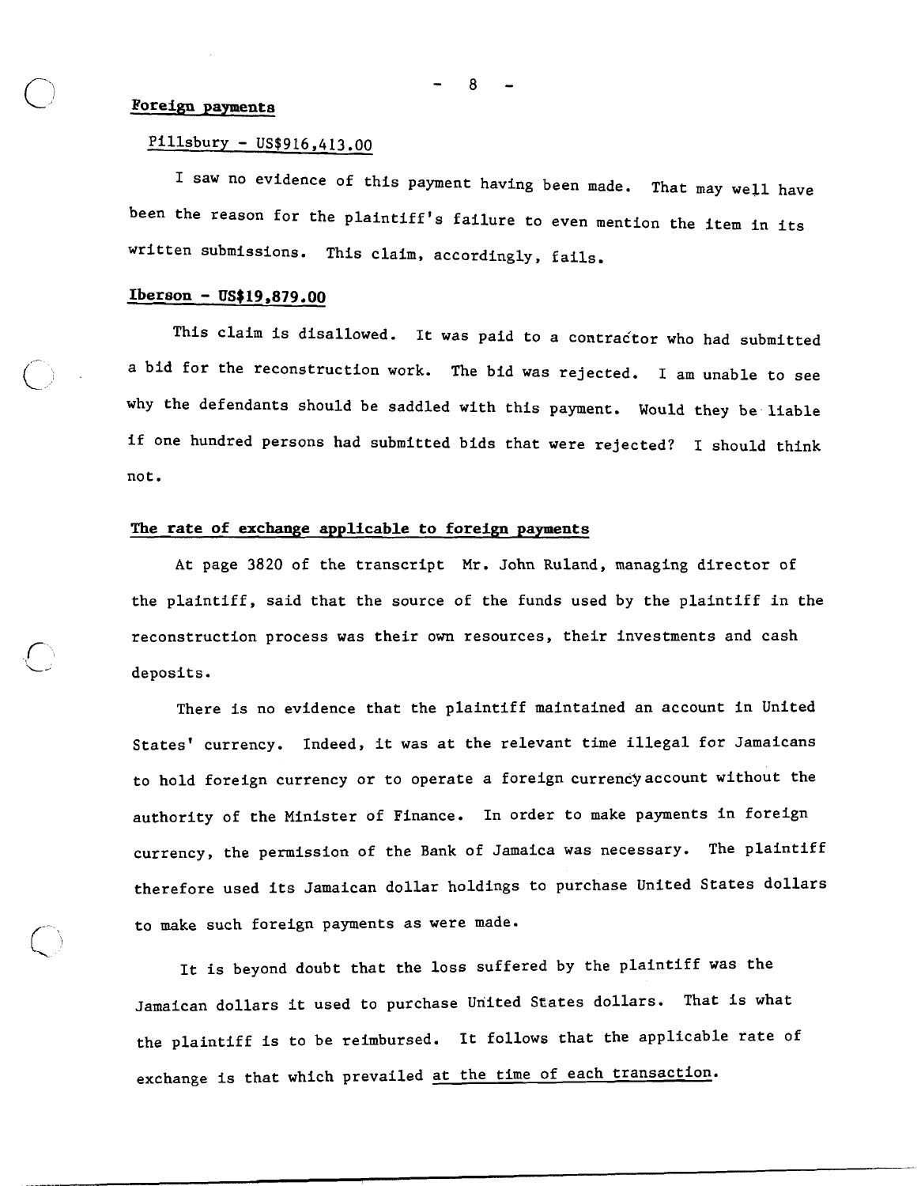**Foreign payments**

Pillsbury - US$916,413.00

I saw no evidence of this payment having been made. That may well have been the reason for the plaintiff's failure to even mention the item in its written submissions. This claim, accordingly, fails.

**Iberson - US$19,879.00**

This claim is disallowed. It was paid to a contractor who had submitted a bid for the reconstruction work. The bid was rejected. I am unable to see why the defendants should be saddled with this payment. Would they be liable if one hundred persons had submitted bids that were rejected? I should think not.

**The rate of exchange applicable to foreign payments**

At page 3820 of the transcript Mr. John Ruland, managing director of the plaintiff, said that the source of the funds used by the plaintiff in the reconstruction process was their own resources, their investments and cash deposits.

There is no evidence that the plaintiff maintained an account in United States' currency. Indeed, it was at the relevant time illegal for Jamaicans to hold foreign currency or to operate a foreign currency account without the authority of the Minister of Finance. In order to make payments in foreign currency, the permission of the Bank of Jamaica was necessary. The plaintiff therefore used its Jamaican dollar holdings to purchase United States dollars to make such foreign payments as were made.

It is beyond doubt that the loss suffered by the plaintiff was the Jamaican dollars it used to purchase United States dollars. That is what the plaintiff is to be reimbursed. It follows that the applicable rate of exchange is that which prevailed <u>at the time of each transaction</u>.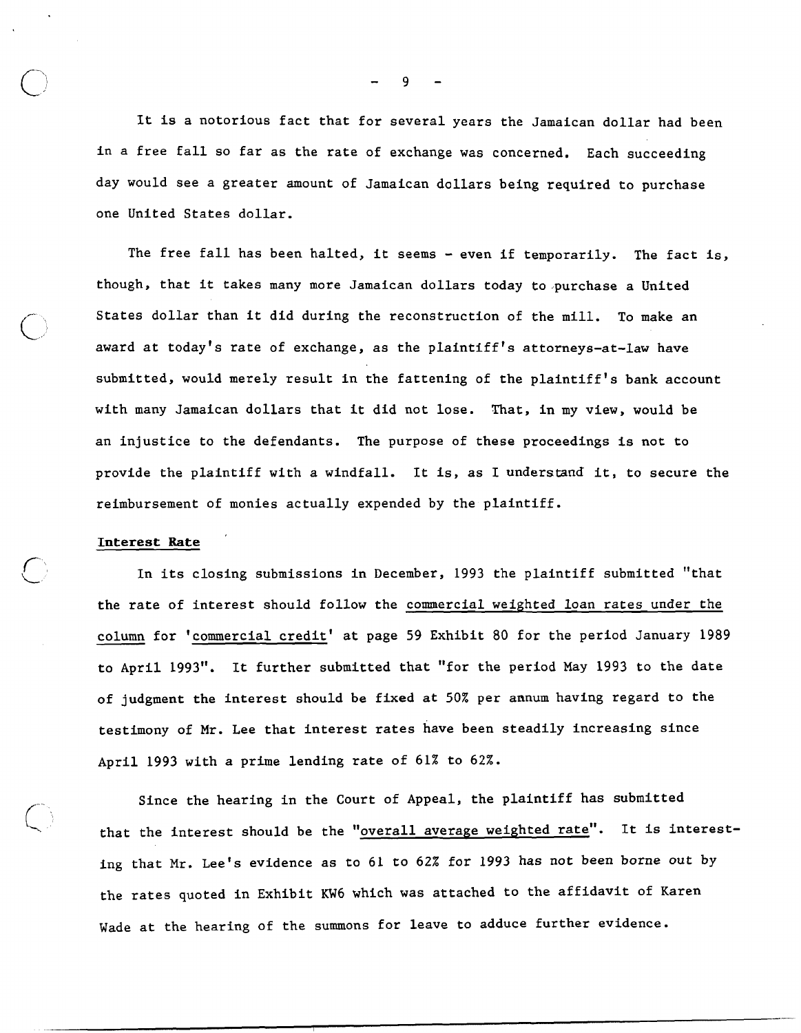It is a notorious fact that for several years the Jamaican dollar had been in a free fall so far as the rate of exchange was concerned. Each succeeding day would see a greater amount of Jamaican dollars being required to purchase one United States dollar.

The free fall has been halted, it seems - even if temporarily. The fact is, though, that it takes many more Jamaican dollars today to purchase a United States dollar than it did during the reconstruction of the mill. To make an award at today's rate of exchange, as the plaintiff's attorneys-at-law have submitted, would merely result in the fattening of the plaintiff's bank account with many Jamaican dollars that it did not lose. That, in my view, would be an injustice to the defendants. The purpose of these proceedings is not to provide the plaintiff with a windfall. It is, as I understand it, to secure the reimbursement of monies actually expended by the plaintiff.

**Interest Rate**

In its closing submissions in December, 1993 the plaintiff submitted "that the rate of interest should follow the commercial weighted loan rates under the column for 'commercial credit' at page 59 Exhibit 80 for the period January 1989 to April 1993". It further submitted that "for the period May 1993 to the date of judgment the interest should be fixed at 50% per annum having regard to the testimony of Mr. Lee that interest rates have been steadily increasing since April 1993 with a prime lending rate of 61% to 62%.

Since the hearing in the Court of Appeal, the plaintiff has submitted that the interest should be the "overall average weighted rate". It is interesting that Mr. Lee's evidence as to 61 to 62% for 1993 has not been borne out by the rates quoted in Exhibit KW6 which was attached to the affidavit of Karen Wade at the hearing of the summons for leave to adduce further evidence.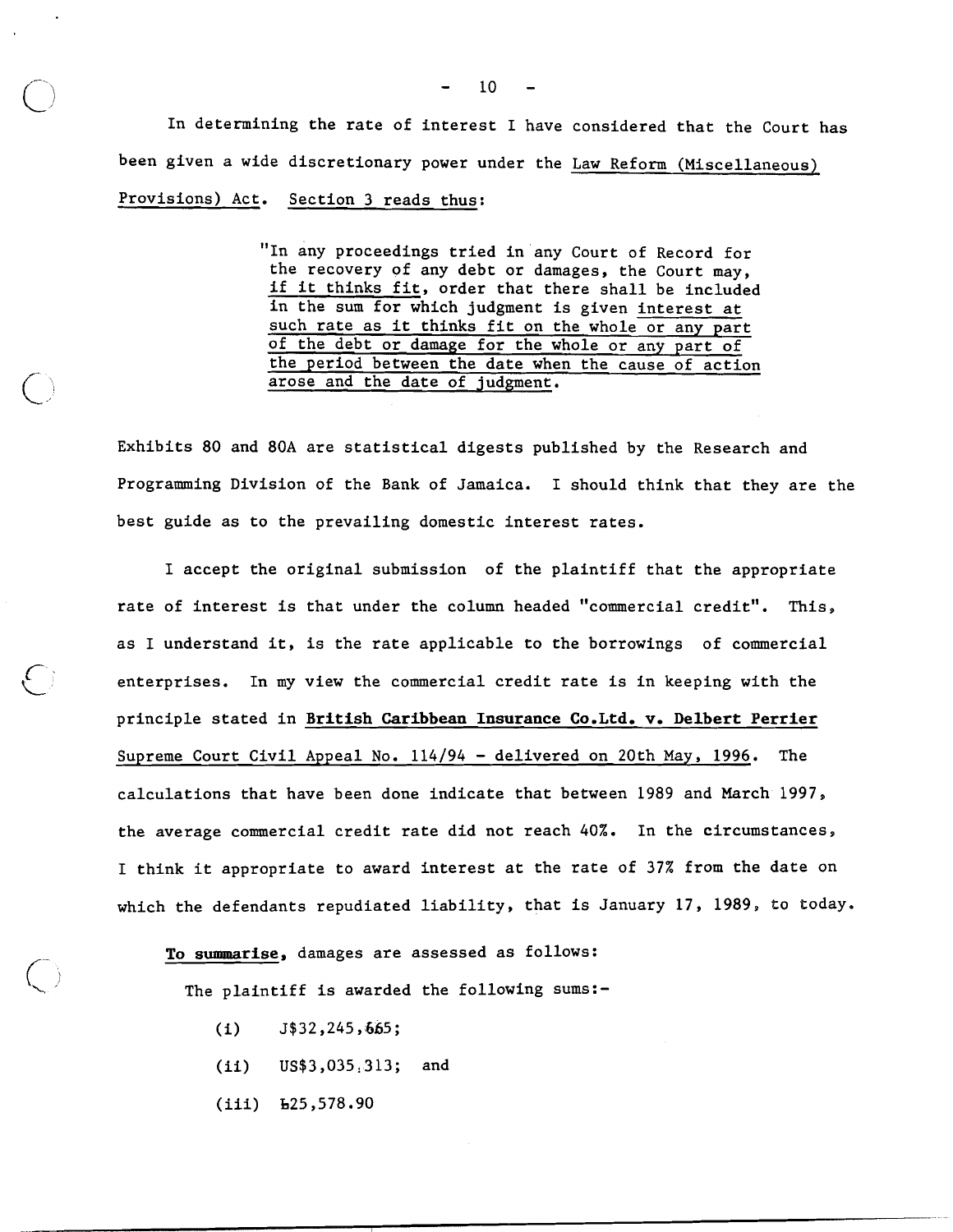In determining the rate of interest I have considered that the Court has been given a wide discretionary power under the Law Reform (Miscellaneous) Provisions) Act. Section 3 reads thus:

> "In any proceedings tried in any Court of Record for the recovery of any debt or damages, the Court may, if it thinks fit, order that there shall be included in the sum for which judgment is given interest at such rate as it thinks fit on the whole or any part of the debt or damage for the whole or any part of the period between the date when the cause of action arose and the date of judgment.

Exhibits 80 and 80A are statistical digests published by the Research and Programming Division of the Bank of Jamaica. I should think that they are the best guide as to the prevailing domestic interest rates.

I accept the original submission of the plaintiff that the appropriate rate of interest is that under the column headed "commercial credit". This, as I understand it, is the rate applicable to the borrowings of commercial enterprises. In my view the commercial credit rate is in keeping with the principle stated in **British Caribbean Insurance Co.Ltd. v. Delbert Perrier** Supreme Court Civil Appeal No. 114/94 - delivered on 20th May, 1996. The calculations that have been done indicate that between 1989 and March 1997, the average commercial credit rate did not reach 40%. In the circumstances, I think it appropriate to award interest at the rate of 37% from the date on which the defendants repudiated liability, that is January 17, 1989, to today.

**To summarise**, damages are assessed as follows:

The plaintiff is awarded the following sums:-

(i) J$32,245,665;

(ii) US$3,035,313; and

(iii) £25,578.90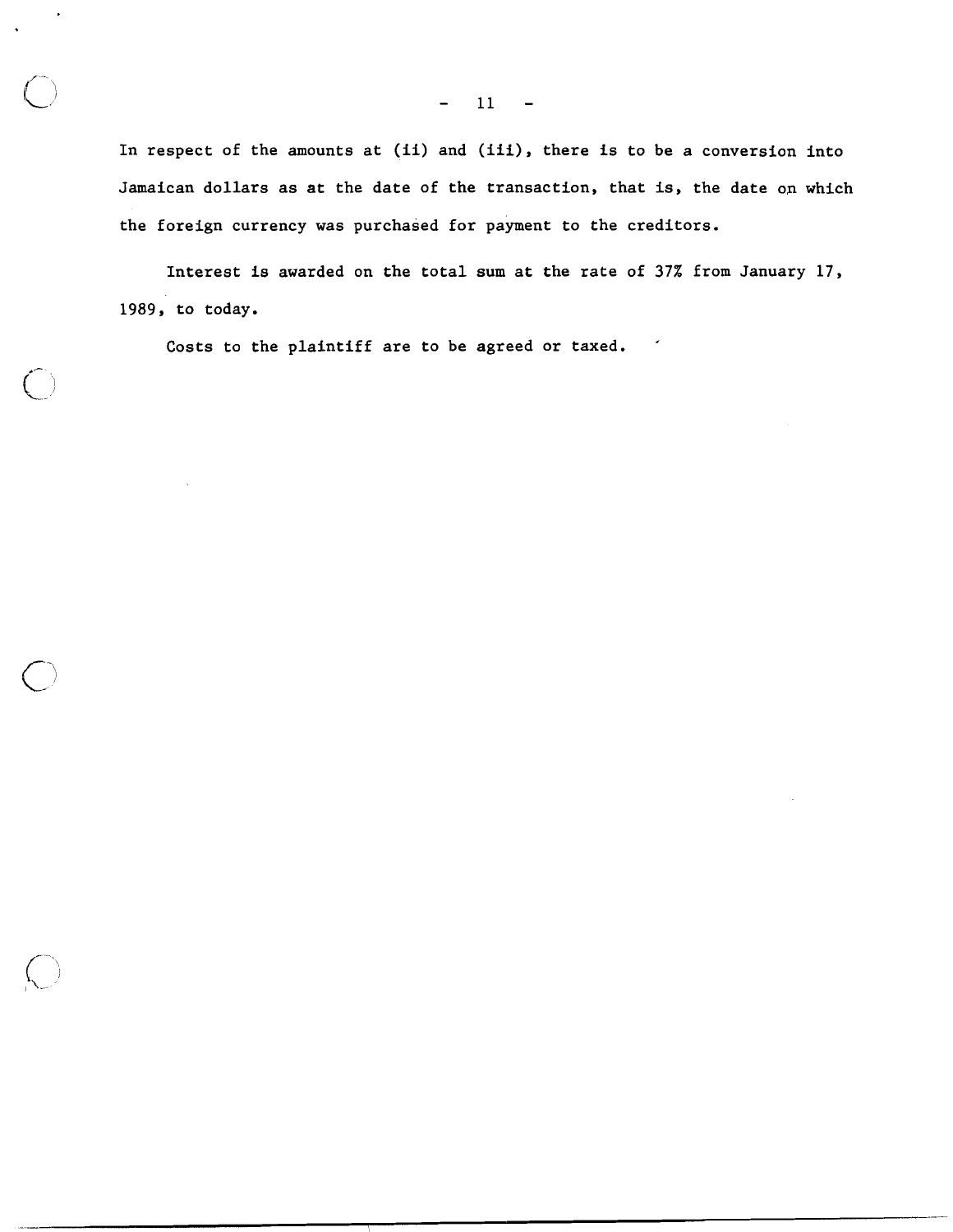In respect of the amounts at (ii) and (iii), there is to be a conversion into Jamaican dollars as at the date of the transaction, that is, the date on which the foreign currency was purchased for payment to the creditors.

Interest is awarded on the total sum at the rate of 37% from January 17, 1989, to today.

Costs to the plaintiff are to be agreed or taxed.